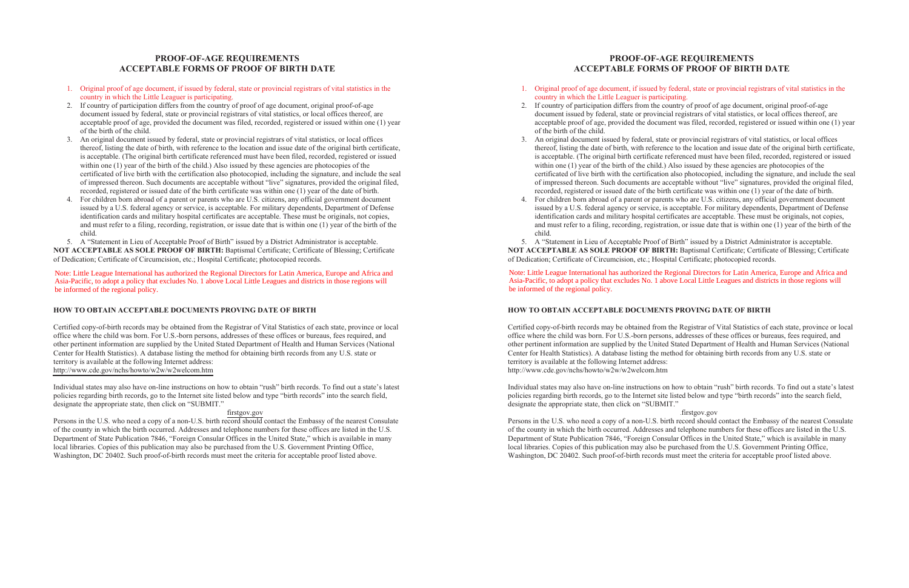## PROOF-OF-AGE REQUIREMENTS
## ACCEPTABLE FORMS OF PROOF OF BIRTH DATE

1. Original proof of age document, if issued by federal, state or provincial registrars of vital statistics in the country in which the Little Leaguer is participating.
2. If country of participation differs from the country of proof of age document, original proof-of-age document issued by federal, state or provincial registrars of vital statistics, or local offices thereof, are acceptable proof of age, provided the document was filed, recorded, registered or issued within one (1) year of the birth of the child.
3. An original document issued by federal, state or provincial registrars of vital statistics, or local offices thereof, listing the date of birth, with reference to the location and issue date of the original birth certificate, is acceptable. (The original birth certificate referenced must have been filed, recorded, registered or issued within one (1) year of the birth of the child.) Also issued by these agencies are photocopies of the certificated of live birth with the certification also photocopied, including the signature, and include the seal of impressed thereon. Such documents are acceptable without "live" signatures, provided the original filed, recorded, registered or issued date of the birth certificate was within one (1) year of the date of birth.
4. For children born abroad of a parent or parents who are U.S. citizens, any official government document issued by a U.S. federal agency or service, is acceptable. For military dependents, Department of Defense identification cards and military hospital certificates are acceptable. These must be originals, not copies, and must refer to a filing, recording, registration, or issue date that is within one (1) year of the birth of the child.
5. A "Statement in Lieu of Acceptable Proof of Birth" issued by a District Administrator is acceptable.

**NOT ACCEPTABLE AS SOLE PROOF OF BIRTH:** Baptismal Certificate; Certificate of Blessing; Certificate of Dedication; Certificate of Circumcision, etc.; Hospital Certificate; photocopied records.

Note: Little League International has authorized the Regional Directors for Latin America, Europe and Africa and Asia-Pacific, to adopt a policy that excludes No. 1 above Local Little Leagues and districts in those regions will be informed of the regional policy.

### HOW TO OBTAIN ACCEPTABLE DOCUMENTS PROVING DATE OF BIRTH

Certified copy-of-birth records may be obtained from the Registrar of Vital Statistics of each state, province or local office where the child was born. For U.S.-born persons, addresses of these offices or bureaus, fees required, and other pertinent information are supplied by the United Stated Department of Health and Human Services (National Center for Health Statistics). A database listing the method for obtaining birth records from any U.S. state or territory is available at the following Internet address:
http://www.cde.gov/nchs/howto/w2w/w2welcom.htm

Individual states may also have on-line instructions on how to obtain "rush" birth records. To find out a state's latest policies regarding birth records, go to the Internet site listed below and type "birth records" into the search field, designate the appropriate state, then click on "SUBMIT."

firstgov.gov

Persons in the U.S. who need a copy of a non-U.S. birth record should contact the Embassy of the nearest Consulate of the county in which the birth occurred. Addresses and telephone numbers for these offices are listed in the U.S. Department of State Publication 7846, "Foreign Consular Offices in the United State," which is available in many local libraries. Copies of this publication may also be purchased from the U.S. Government Printing Office, Washington, DC 20402. Such proof-of-birth records must meet the criteria for acceptable proof listed above.

## PROOF-OF-AGE REQUIREMENTS
## ACCEPTABLE FORMS OF PROOF OF BIRTH DATE

1. Original proof of age document, if issued by federal, state or provincial registrars of vital statistics in the country in which the Little Leaguer is participating.
2. If country of participation differs from the country of proof of age document, original proof-of-age document issued by federal, state or provincial registrars of vital statistics, or local offices thereof, are acceptable proof of age, provided the document was filed, recorded, registered or issued within one (1) year of the birth of the child.
3. An original document issued by federal, state or provincial registrars of vital statistics, or local offices thereof, listing the date of birth, with reference to the location and issue date of the original birth certificate, is acceptable. (The original birth certificate referenced must have been filed, recorded, registered or issued within one (1) year of the birth of the child.) Also issued by these agencies are photocopies of the certificated of live birth with the certification also photocopied, including the signature, and include the seal of impressed thereon. Such documents are acceptable without "live" signatures, provided the original filed, recorded, registered or issued date of the birth certificate was within one (1) year of the date of birth.
4. For children born abroad of a parent or parents who are U.S. citizens, any official government document issued by a U.S. federal agency or service, is acceptable. For military dependents, Department of Defense identification cards and military hospital certificates are acceptable. These must be originals, not copies, and must refer to a filing, recording, registration, or issue date that is within one (1) year of the birth of the child.
5. A "Statement in Lieu of Acceptable Proof of Birth" issued by a District Administrator is acceptable.

**NOT ACCEPTABLE AS SOLE PROOF OF BIRTH:** Baptismal Certificate; Certificate of Blessing; Certificate of Dedication; Certificate of Circumcision, etc.; Hospital Certificate; photocopied records.

Note: Little League International has authorized the Regional Directors for Latin America, Europe and Africa and Asia-Pacific, to adopt a policy that excludes No. 1 above Local Little Leagues and districts in those regions will be informed of the regional policy.

### HOW TO OBTAIN ACCEPTABLE DOCUMENTS PROVING DATE OF BIRTH

Certified copy-of-birth records may be obtained from the Registrar of Vital Statistics of each state, province or local office where the child was born. For U.S.-born persons, addresses of these offices or bureaus, fees required, and other pertinent information are supplied by the United Stated Department of Health and Human Services (National Center for Health Statistics). A database listing the method for obtaining birth records from any U.S. state or territory is available at the following Internet address:
http://www.cde.gov/nchs/howto/w2w/w2welcom.htm

Individual states may also have on-line instructions on how to obtain "rush" birth records. To find out a state's latest policies regarding birth records, go to the Internet site listed below and type "birth records" into the search field, designate the appropriate state, then click on "SUBMIT."

.firstgov.gov

Persons in the U.S. who need a copy of a non-U.S. birth record should contact the Embassy of the nearest Consulate of the county in which the birth occurred. Addresses and telephone numbers for these offices are listed in the U.S. Department of State Publication 7846, "Foreign Consular Offices in the United State," which is available in many local libraries. Copies of this publication may also be purchased from the U.S. Government Printing Office, Washington, DC 20402. Such proof-of-birth records must meet the criteria for acceptable proof listed above.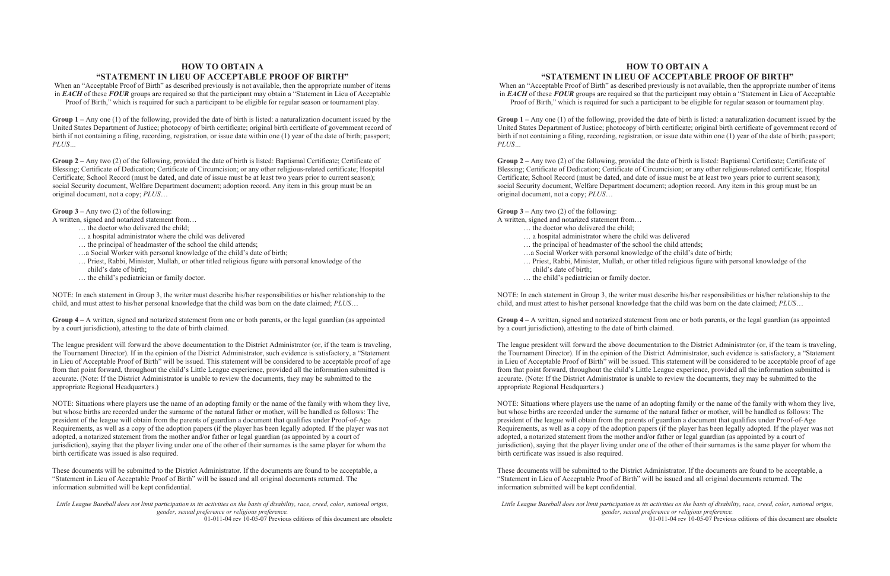## HOW TO OBTAIN A
## "STATEMENT IN LIEU OF ACCEPTABLE PROOF OF BIRTH"

When an "Acceptable Proof of Birth" as described previously is not available, then the appropriate number of items in ***EACH*** of these ***FOUR*** groups are required so that the participant may obtain a "Statement in Lieu of Acceptable Proof of Birth," which is required for such a participant to be eligible for regular season or tournament play.

**Group 1 –** Any one (1) of the following, provided the date of birth is listed: a naturalization document issued by the United States Department of Justice; photocopy of birth certificate; original birth certificate of government record of birth if not containing a filing, recording, registration, or issue date within one (1) year of the date of birth; passport; *PLUS…*

**Group 2 –** Any two (2) of the following, provided the date of birth is listed: Baptismal Certificate; Certificate of Blessing; Certificate of Dedication; Certificate of Circumcision; or any other religious-related certificate; Hospital Certificate; School Record (must be dated, and date of issue must be at least two years prior to current season); social Security document, Welfare Department document; adoption record. Any item in this group must be an original document, not a copy; *PLUS…*

**Group 3 –** Any two (2) of the following:
A written, signed and notarized statement from…

- … the doctor who delivered the child;
- … a hospital administrator where the child was delivered
- … the principal of headmaster of the school the child attends;
- …a Social Worker with personal knowledge of the child's date of birth;
- … Priest, Rabbi, Minister, Mullah, or other titled religious figure with personal knowledge of the child's date of birth;
- … the child's pediatrician or family doctor.

NOTE: In each statement in Group 3, the writer must describe his/her responsibilities or his/her relationship to the child, and must attest to his/her personal knowledge that the child was born on the date claimed; *PLUS…*

**Group 4 –** A written, signed and notarized statement from one or both parents, or the legal guardian (as appointed by a court jurisdiction), attesting to the date of birth claimed.

The league president will forward the above documentation to the District Administrator (or, if the team is traveling, the Tournament Director). If in the opinion of the District Administrator, such evidence is satisfactory, a "Statement in Lieu of Acceptable Proof of Birth" will be issued. This statement will be considered to be acceptable proof of age from that point forward, throughout the child's Little League experience, provided all the information submitted is accurate. (Note: If the District Administrator is unable to review the documents, they may be submitted to the appropriate Regional Headquarters.)

NOTE: Situations where players use the name of an adopting family or the name of the family with whom they live, but whose births are recorded under the surname of the natural father or mother, will be handled as follows: The president of the league will obtain from the parents of guardian a document that qualifies under Proof-of-Age Requirements, as well as a copy of the adoption papers (if the player has been legally adopted. If the player was not adopted, a notarized statement from the mother and/or father or legal guardian (as appointed by a court of jurisdiction), saying that the player living under one of the other of their surnames is the same player for whom the birth certificate was issued is also required.

These documents will be submitted to the District Administrator. If the documents are found to be acceptable, a "Statement in Lieu of Acceptable Proof of Birth" will be issued and all original documents returned. The information submitted will be kept confidential.

*Little League Baseball does not limit participation in its activities on the basis of disability, race, creed, color, national origin, gender, sexual preference or religious preference.*

01-011-04 rev 10-05-07 Previous editions of this document are obsolete

## HOW TO OBTAIN A
## "STATEMENT IN LIEU OF ACCEPTABLE PROOF OF BIRTH"

When an "Acceptable Proof of Birth" as described previously is not available, then the appropriate number of items in ***EACH*** of these ***FOUR*** groups are required so that the participant may obtain a "Statement in Lieu of Acceptable Proof of Birth," which is required for such a participant to be eligible for regular season or tournament play.

**Group 1 –** Any one (1) of the following, provided the date of birth is listed: a naturalization document issued by the United States Department of Justice; photocopy of birth certificate; original birth certificate of government record of birth if not containing a filing, recording, registration, or issue date within one (1) year of the date of birth; passport; *PLUS…*

**Group 2 –** Any two (2) of the following, provided the date of birth is listed: Baptismal Certificate; Certificate of Blessing; Certificate of Dedication; Certificate of Circumcision; or any other religious-related certificate; Hospital Certificate; School Record (must be dated, and date of issue must be at least two years prior to current season); social Security document, Welfare Department document; adoption record. Any item in this group must be an original document, not a copy; *PLUS…*

**Group 3 –** Any two (2) of the following:
A written, signed and notarized statement from…

- … the doctor who delivered the child;
- … a hospital administrator where the child was delivered
- … the principal of headmaster of the school the child attends;
- …a Social Worker with personal knowledge of the child's date of birth;
- … Priest, Rabbi, Minister, Mullah, or other titled religious figure with personal knowledge of the child's date of birth;
- … the child's pediatrician or family doctor.

NOTE: In each statement in Group 3, the writer must describe his/her responsibilities or his/her relationship to the child, and must attest to his/her personal knowledge that the child was born on the date claimed; *PLUS…*

**Group 4 –** A written, signed and notarized statement from one or both parents, or the legal guardian (as appointed by a court jurisdiction), attesting to the date of birth claimed.

The league president will forward the above documentation to the District Administrator (or, if the team is traveling, the Tournament Director). If in the opinion of the District Administrator, such evidence is satisfactory, a "Statement in Lieu of Acceptable Proof of Birth" will be issued. This statement will be considered to be acceptable proof of age from that point forward, throughout the child's Little League experience, provided all the information submitted is accurate. (Note: If the District Administrator is unable to review the documents, they may be submitted to the appropriate Regional Headquarters.)

NOTE: Situations where players use the name of an adopting family or the name of the family with whom they live, but whose births are recorded under the surname of the natural father or mother, will be handled as follows: The president of the league will obtain from the parents of guardian a document that qualifies under Proof-of-Age Requirements, as well as a copy of the adoption papers (if the player has been legally adopted. If the player was not adopted, a notarized statement from the mother and/or father or legal guardian (as appointed by a court of jurisdiction), saying that the player living under one of the other of their surnames is the same player for whom the birth certificate was issued is also required.

These documents will be submitted to the District Administrator. If the documents are found to be acceptable, a "Statement in Lieu of Acceptable Proof of Birth" will be issued and all original documents returned. The information submitted will be kept confidential.

*Little League Baseball does not limit participation in its activities on the basis of disability, race, creed, color, national origin, gender, sexual preference or religious preference.*

01-011-04 rev 10-05-07 Previous editions of this document are obsolete